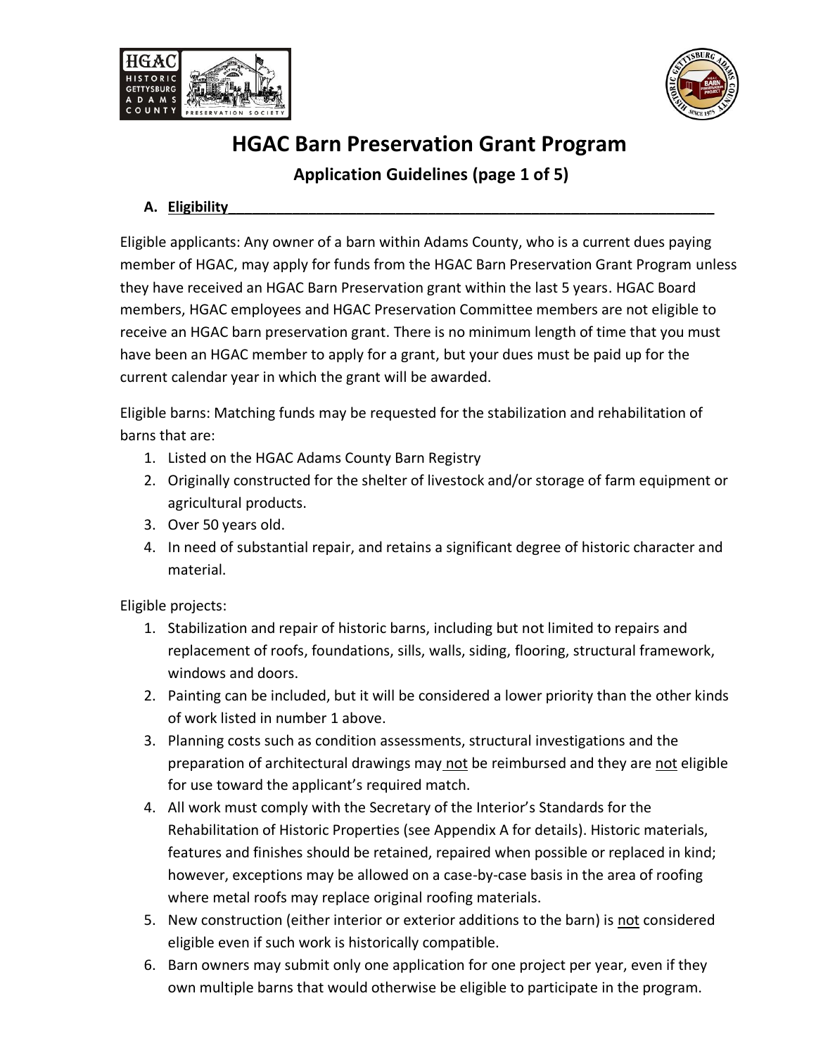# HGAC Barn Preservation Grant Program

## Application Guidelines (page 1 of 5)

### A. Eligibility

Eligible applicants: Any owner of a barn within Adams County, who is a current dues paying member of HGAC, may apply for funds from the HGAC Barn Preservation Grant Program unless they have received an HGAC Barn Preservation grant within the last 5 years. HGAC Board members, HGAC employees and HGAC Preservation Committee members are not eligible to receive an HGAC barn preservation grant. There is no minimum length of time that you must have been an HGAC member to apply for a grant, but your dues must be paid up for the current calendar year in which the grant will be awarded.

Eligible barns: Matching funds may be requested for the stabilization and rehabilitation of barns that are:

1. Listed on the HGAC Adams County Barn Registry
2. Originally constructed for the shelter of livestock and/or storage of farm equipment or agricultural products.
3. Over 50 years old.
4. In need of substantial repair, and retains a significant degree of historic character and material.

Eligible projects:

1. Stabilization and repair of historic barns, including but not limited to repairs and replacement of roofs, foundations, sills, walls, siding, flooring, structural framework, windows and doors.
2. Painting can be included, but it will be considered a lower priority than the other kinds of work listed in number 1 above.
3. Planning costs such as condition assessments, structural investigations and the preparation of architectural drawings may not be reimbursed and they are not eligible for use toward the applicant's required match.
4. All work must comply with the Secretary of the Interior's Standards for the Rehabilitation of Historic Properties (see Appendix A for details). Historic materials, features and finishes should be retained, repaired when possible or replaced in kind; however, exceptions may be allowed on a case-by-case basis in the area of roofing where metal roofs may replace original roofing materials.
5. New construction (either interior or exterior additions to the barn) is not considered eligible even if such work is historically compatible.
6. Barn owners may submit only one application for one project per year, even if they own multiple barns that would otherwise be eligible to participate in the program.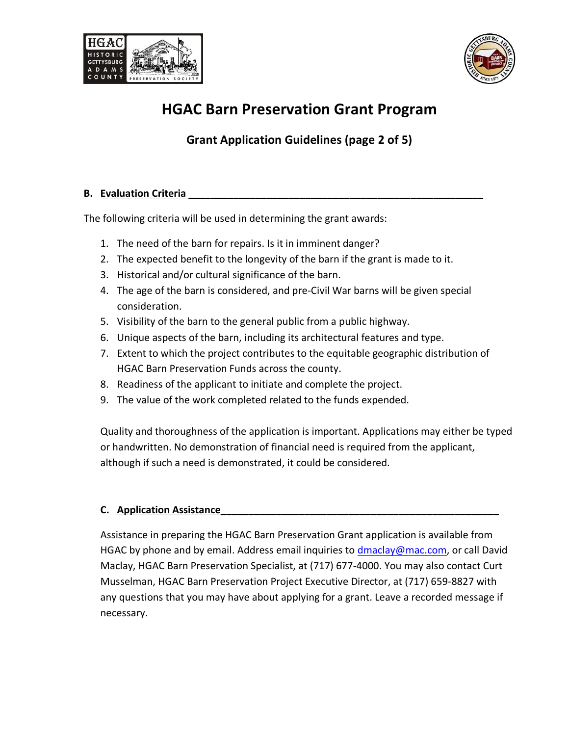# HGAC Barn Preservation Grant Program

## Grant Application Guidelines (page 2 of 5)

### B. Evaluation Criteria

The following criteria will be used in determining the grant awards:

1. The need of the barn for repairs. Is it in imminent danger?
2. The expected benefit to the longevity of the barn if the grant is made to it.
3. Historical and/or cultural significance of the barn.
4. The age of the barn is considered, and pre-Civil War barns will be given special consideration.
5. Visibility of the barn to the general public from a public highway.
6. Unique aspects of the barn, including its architectural features and type.
7. Extent to which the project contributes to the equitable geographic distribution of HGAC Barn Preservation Funds across the county.
8. Readiness of the applicant to initiate and complete the project.
9. The value of the work completed related to the funds expended.

Quality and thoroughness of the application is important. Applications may either be typed or handwritten. No demonstration of financial need is required from the applicant, although if such a need is demonstrated, it could be considered.

### C. Application Assistance

Assistance in preparing the HGAC Barn Preservation Grant application is available from HGAC by phone and by email. Address email inquiries to dmaclay@mac.com, or call David Maclay, HGAC Barn Preservation Specialist, at (717) 677-4000. You may also contact Curt Musselman, HGAC Barn Preservation Project Executive Director, at (717) 659-8827 with any questions that you may have about applying for a grant. Leave a recorded message if necessary.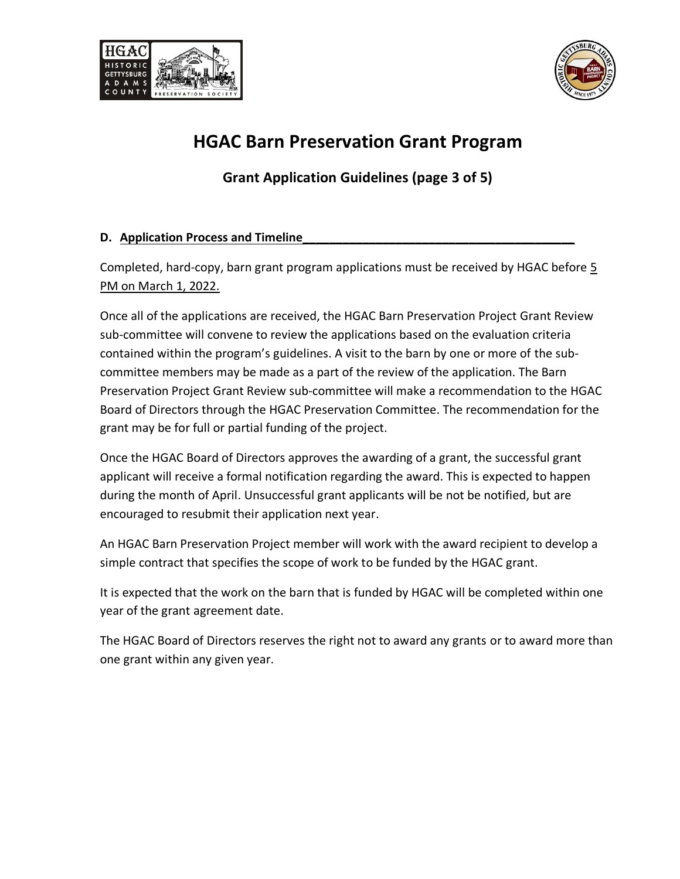# HGAC Barn Preservation Grant Program

## Grant Application Guidelines (page 3 of 5)

### D. Application Process and Timeline

Completed, hard-copy, barn grant program applications must be received by HGAC before 5 PM on March 1, 2022.

Once all of the applications are received, the HGAC Barn Preservation Project Grant Review sub-committee will convene to review the applications based on the evaluation criteria contained within the program's guidelines. A visit to the barn by one or more of the sub-committee members may be made as a part of the review of the application. The Barn Preservation Project Grant Review sub-committee will make a recommendation to the HGAC Board of Directors through the HGAC Preservation Committee. The recommendation for the grant may be for full or partial funding of the project.

Once the HGAC Board of Directors approves the awarding of a grant, the successful grant applicant will receive a formal notification regarding the award. This is expected to happen during the month of April. Unsuccessful grant applicants will be not be notified, but are encouraged to resubmit their application next year.

An HGAC Barn Preservation Project member will work with the award recipient to develop a simple contract that specifies the scope of work to be funded by the HGAC grant.

It is expected that the work on the barn that is funded by HGAC will be completed within one year of the grant agreement date.

The HGAC Board of Directors reserves the right not to award any grants or to award more than one grant within any given year.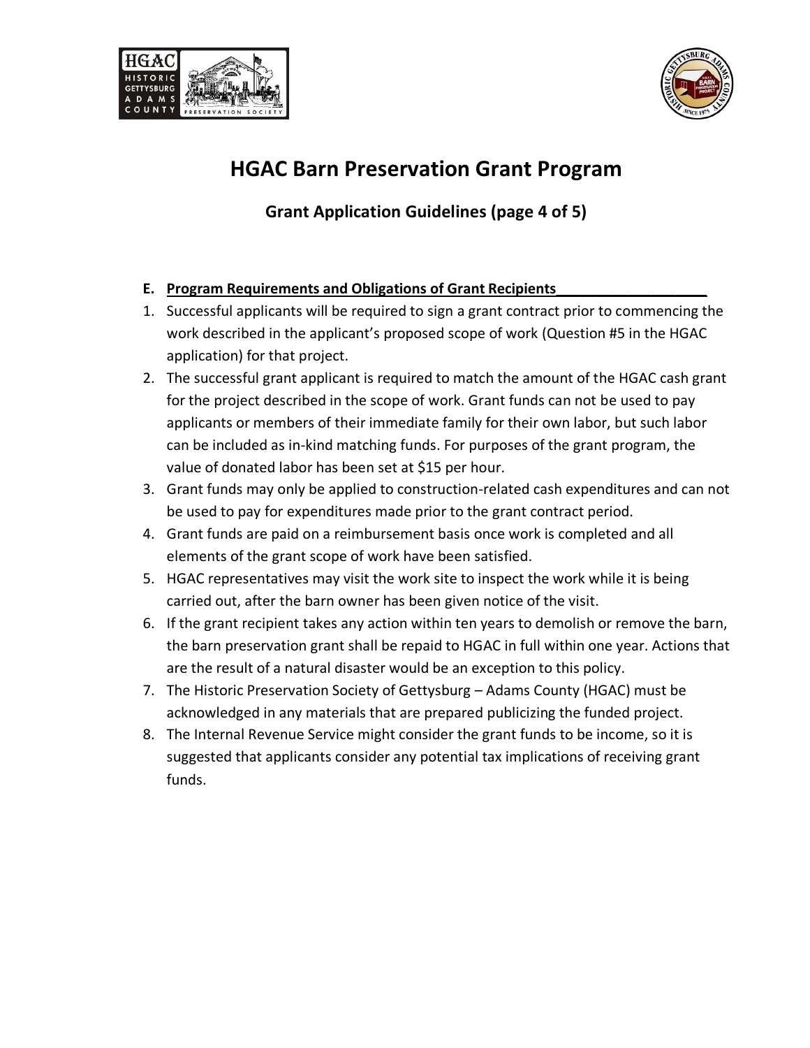# HGAC Barn Preservation Grant Program

## Grant Application Guidelines (page 4 of 5)

**E. Program Requirements and Obligations of Grant Recipients**

1. Successful applicants will be required to sign a grant contract prior to commencing the work described in the applicant's proposed scope of work (Question #5 in the HGAC application) for that project.
2. The successful grant applicant is required to match the amount of the HGAC cash grant for the project described in the scope of work. Grant funds can not be used to pay applicants or members of their immediate family for their own labor, but such labor can be included as in-kind matching funds. For purposes of the grant program, the value of donated labor has been set at $15 per hour.
3. Grant funds may only be applied to construction-related cash expenditures and can not be used to pay for expenditures made prior to the grant contract period.
4. Grant funds are paid on a reimbursement basis once work is completed and all elements of the grant scope of work have been satisfied.
5. HGAC representatives may visit the work site to inspect the work while it is being carried out, after the barn owner has been given notice of the visit.
6. If the grant recipient takes any action within ten years to demolish or remove the barn, the barn preservation grant shall be repaid to HGAC in full within one year. Actions that are the result of a natural disaster would be an exception to this policy.
7. The Historic Preservation Society of Gettysburg – Adams County (HGAC) must be acknowledged in any materials that are prepared publicizing the funded project.
8. The Internal Revenue Service might consider the grant funds to be income, so it is suggested that applicants consider any potential tax implications of receiving grant funds.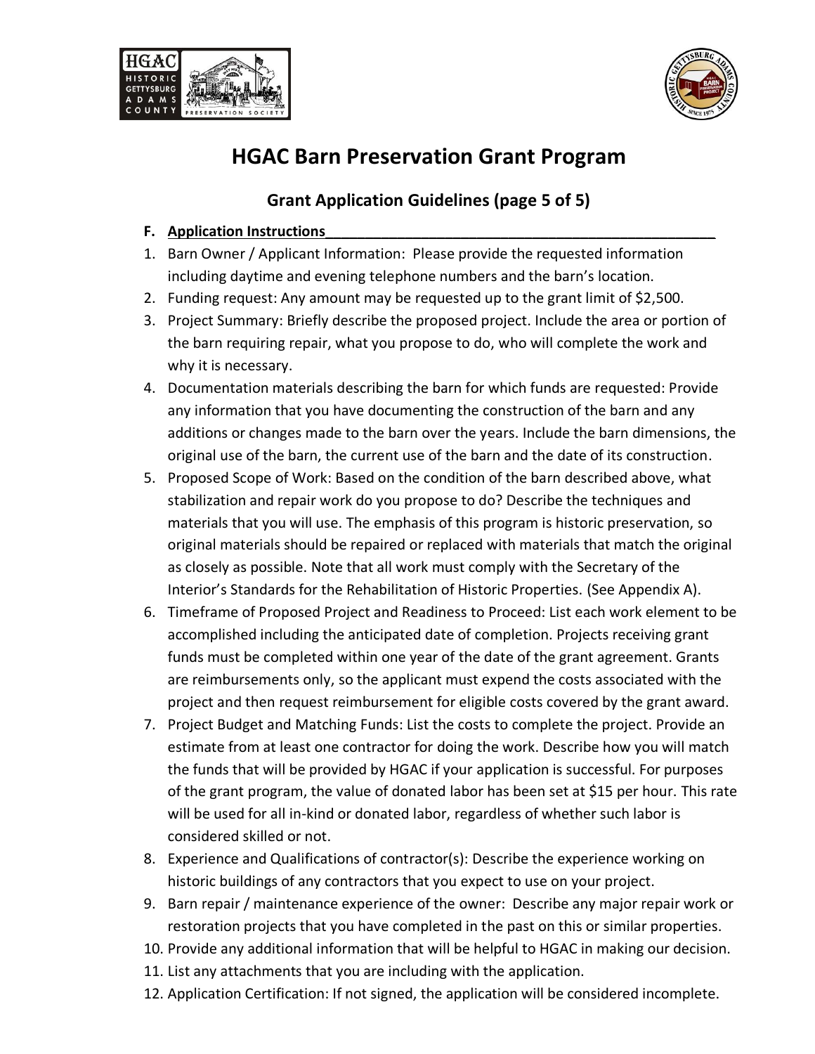# HGAC Barn Preservation Grant Program

## Grant Application Guidelines (page 5 of 5)

**F. Application Instructions**

1. Barn Owner / Applicant Information: Please provide the requested information including daytime and evening telephone numbers and the barn's location.
2. Funding request: Any amount may be requested up to the grant limit of $2,500.
3. Project Summary: Briefly describe the proposed project. Include the area or portion of the barn requiring repair, what you propose to do, who will complete the work and why it is necessary.
4. Documentation materials describing the barn for which funds are requested: Provide any information that you have documenting the construction of the barn and any additions or changes made to the barn over the years. Include the barn dimensions, the original use of the barn, the current use of the barn and the date of its construction.
5. Proposed Scope of Work: Based on the condition of the barn described above, what stabilization and repair work do you propose to do? Describe the techniques and materials that you will use. The emphasis of this program is historic preservation, so original materials should be repaired or replaced with materials that match the original as closely as possible. Note that all work must comply with the Secretary of the Interior's Standards for the Rehabilitation of Historic Properties. (See Appendix A).
6. Timeframe of Proposed Project and Readiness to Proceed: List each work element to be accomplished including the anticipated date of completion. Projects receiving grant funds must be completed within one year of the date of the grant agreement. Grants are reimbursements only, so the applicant must expend the costs associated with the project and then request reimbursement for eligible costs covered by the grant award.
7. Project Budget and Matching Funds: List the costs to complete the project. Provide an estimate from at least one contractor for doing the work. Describe how you will match the funds that will be provided by HGAC if your application is successful. For purposes of the grant program, the value of donated labor has been set at $15 per hour. This rate will be used for all in-kind or donated labor, regardless of whether such labor is considered skilled or not.
8. Experience and Qualifications of contractor(s): Describe the experience working on historic buildings of any contractors that you expect to use on your project.
9. Barn repair / maintenance experience of the owner: Describe any major repair work or restoration projects that you have completed in the past on this or similar properties.
10. Provide any additional information that will be helpful to HGAC in making our decision.
11. List any attachments that you are including with the application.
12. Application Certification: If not signed, the application will be considered incomplete.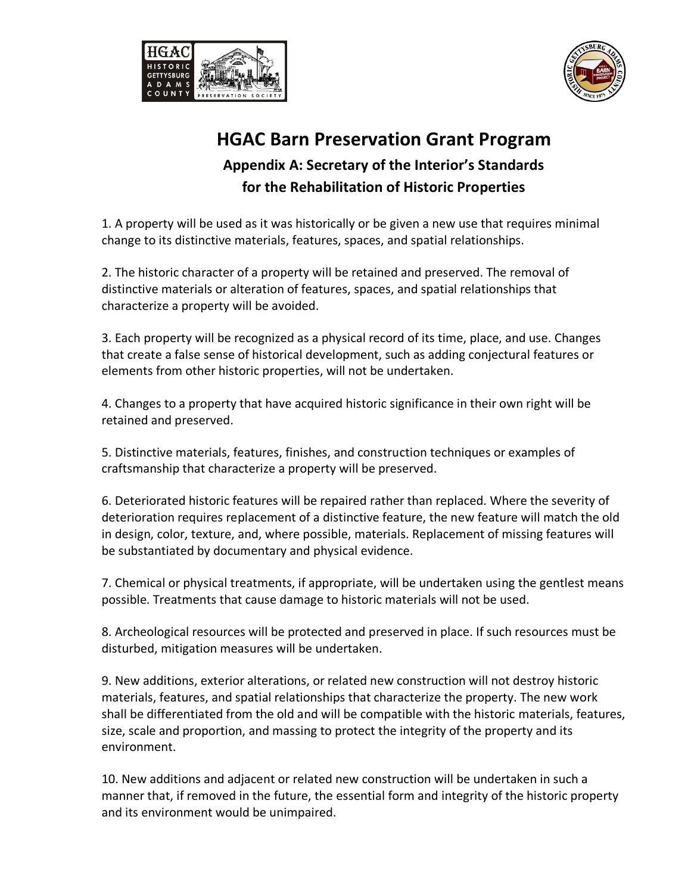# HGAC Barn Preservation Grant Program

## Appendix A: Secretary of the Interior's Standards for the Rehabilitation of Historic Properties

1. A property will be used as it was historically or be given a new use that requires minimal change to its distinctive materials, features, spaces, and spatial relationships.

2. The historic character of a property will be retained and preserved. The removal of distinctive materials or alteration of features, spaces, and spatial relationships that characterize a property will be avoided.

3. Each property will be recognized as a physical record of its time, place, and use. Changes that create a false sense of historical development, such as adding conjectural features or elements from other historic properties, will not be undertaken.

4. Changes to a property that have acquired historic significance in their own right will be retained and preserved.

5. Distinctive materials, features, finishes, and construction techniques or examples of craftsmanship that characterize a property will be preserved.

6. Deteriorated historic features will be repaired rather than replaced. Where the severity of deterioration requires replacement of a distinctive feature, the new feature will match the old in design, color, texture, and, where possible, materials. Replacement of missing features will be substantiated by documentary and physical evidence.

7. Chemical or physical treatments, if appropriate, will be undertaken using the gentlest means possible. Treatments that cause damage to historic materials will not be used.

8. Archeological resources will be protected and preserved in place. If such resources must be disturbed, mitigation measures will be undertaken.

9. New additions, exterior alterations, or related new construction will not destroy historic materials, features, and spatial relationships that characterize the property. The new work shall be differentiated from the old and will be compatible with the historic materials, features, size, scale and proportion, and massing to protect the integrity of the property and its environment.

10. New additions and adjacent or related new construction will be undertaken in such a manner that, if removed in the future, the essential form and integrity of the historic property and its environment would be unimpaired.